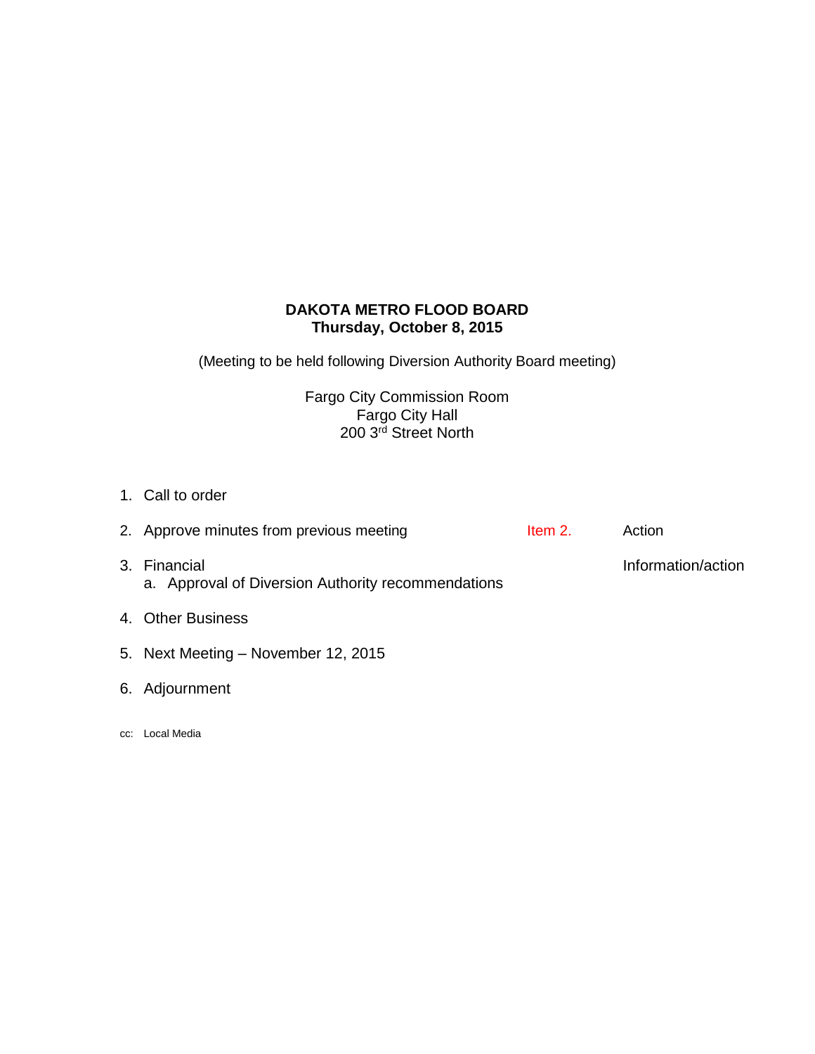**DAKOTA METRO FLOOD BOARD**
**Thursday, October 8, 2015**

(Meeting to be held following Diversion Authority Board meeting)

Fargo City Commission Room
Fargo City Hall
200 3rd Street North

1. Call to order
2. Approve minutes from previous meeting — Item 2. — Action
3. Financial — Information/action
   a. Approval of Diversion Authority recommendations
4. Other Business
5. Next Meeting – November 12, 2015
6. Adjournment

cc: Local Media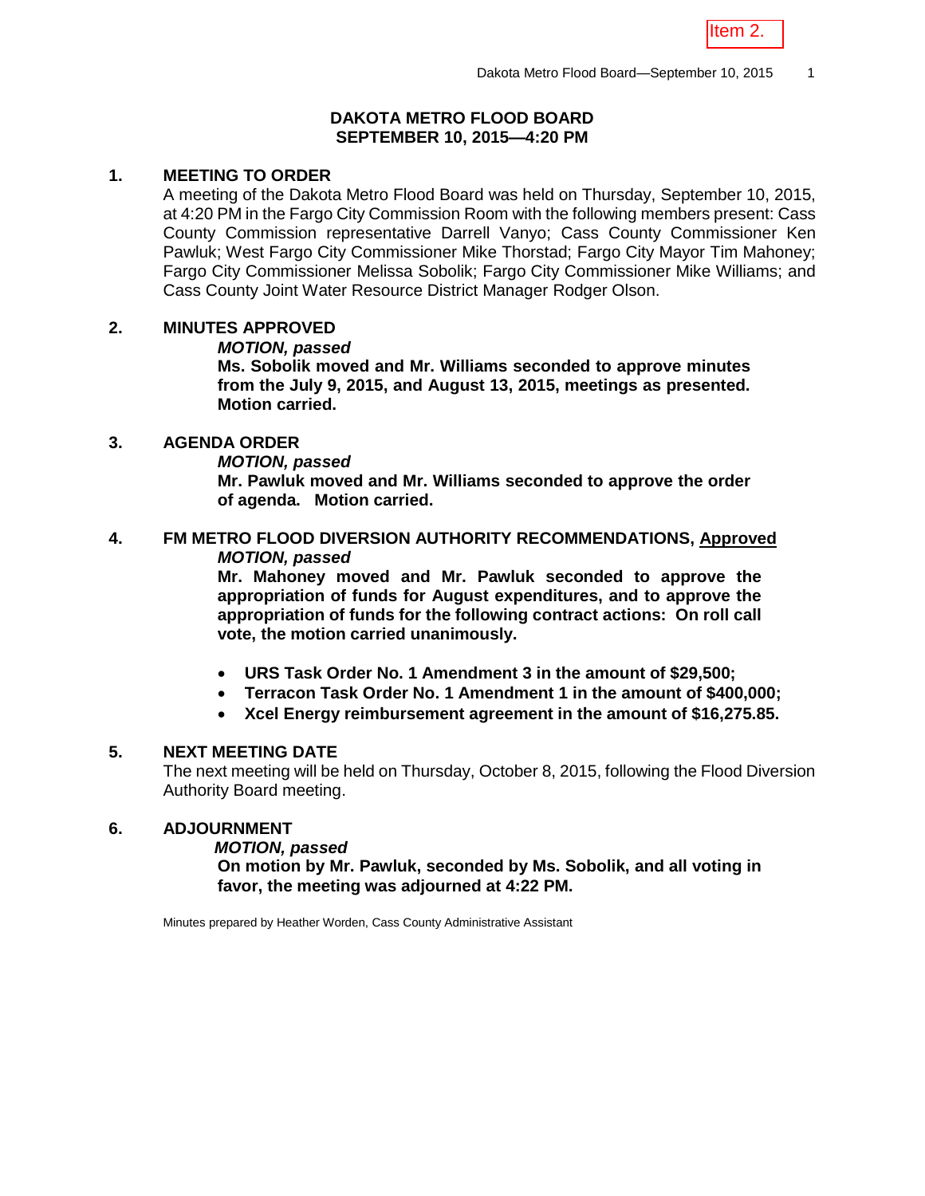Item 2.

# DAKOTA METRO FLOOD BOARD
## SEPTEMBER 10, 2015—4:20 PM

### 1. MEETING TO ORDER

A meeting of the Dakota Metro Flood Board was held on Thursday, September 10, 2015, at 4:20 PM in the Fargo City Commission Room with the following members present: Cass County Commission representative Darrell Vanyo; Cass County Commissioner Ken Pawluk; West Fargo City Commissioner Mike Thorstad; Fargo City Mayor Tim Mahoney; Fargo City Commissioner Melissa Sobolik; Fargo City Commissioner Mike Williams; and Cass County Joint Water Resource District Manager Rodger Olson.

### 2. MINUTES APPROVED

***MOTION, passed***
**Ms. Sobolik moved and Mr. Williams seconded to approve minutes from the July 9, 2015, and August 13, 2015, meetings as presented. Motion carried.**

### 3. AGENDA ORDER

***MOTION, passed***
**Mr. Pawluk moved and Mr. Williams seconded to approve the order of agenda. Motion carried.**

### 4. FM METRO FLOOD DIVERSION AUTHORITY RECOMMENDATIONS, Approved

***MOTION, passed***
**Mr. Mahoney moved and Mr. Pawluk seconded to approve the appropriation of funds for August expenditures, and to approve the appropriation of funds for the following contract actions: On roll call vote, the motion carried unanimously.**

- **URS Task Order No. 1 Amendment 3 in the amount of $29,500;**
- **Terracon Task Order No. 1 Amendment 1 in the amount of $400,000;**
- **Xcel Energy reimbursement agreement in the amount of $16,275.85.**

### 5. NEXT MEETING DATE

The next meeting will be held on Thursday, October 8, 2015, following the Flood Diversion Authority Board meeting.

### 6. ADJOURNMENT

***MOTION, passed***
**On motion by Mr. Pawluk, seconded by Ms. Sobolik, and all voting in favor, the meeting was adjourned at 4:22 PM.**

Minutes prepared by Heather Worden, Cass County Administrative Assistant